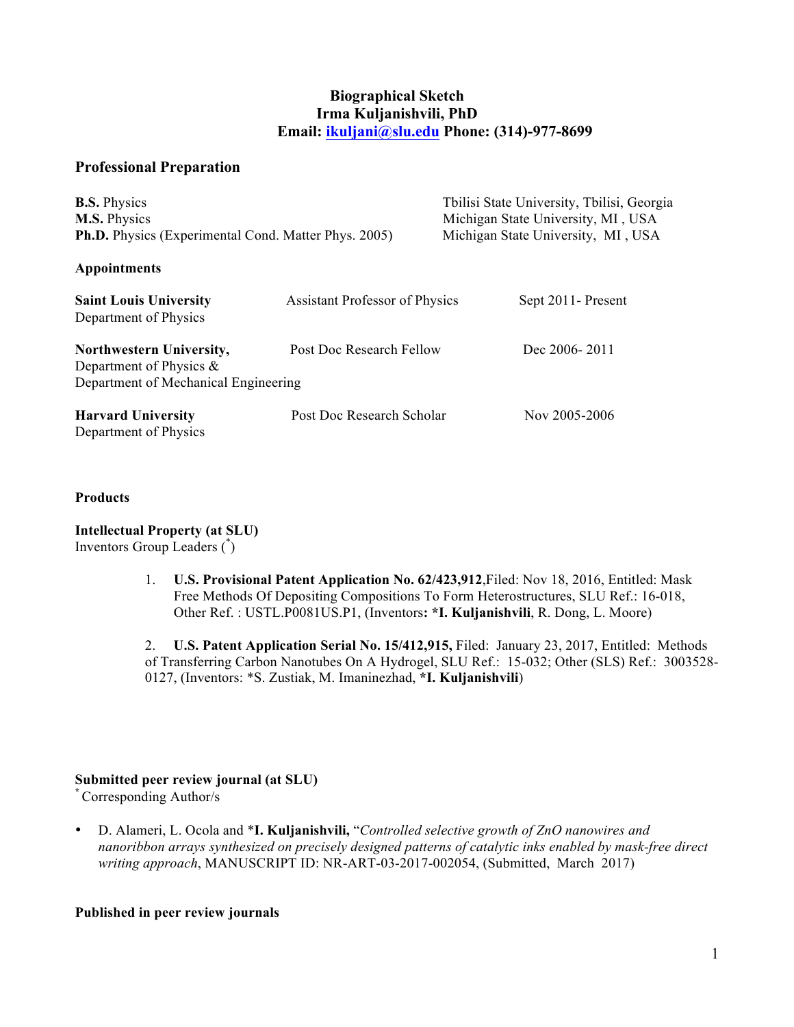# Biographical Sketch
# Irma Kuljanishvili, PhD
**Email: ikuljani@slu.edu Phone: (314)-977-8699**

## Professional Preparation

| | |
|---|---|
| **B.S.** Physics | Tbilisi State University, Tbilisi, Georgia |
| **M.S.** Physics | Michigan State University, MI , USA |
| **Ph.D.** Physics (Experimental Cond. Matter Phys. 2005) | Michigan State University, MI , USA |

### Appointments

| | | |
|---|---|---|
| **Saint Louis University** Department of Physics | Assistant Professor of Physics | Sept 2011- Present |
| **Northwestern University,** Department of Physics & Department of Mechanical Engineering | Post Doc Research Fellow | Dec 2006- 2011 |
| **Harvard University** Department of Physics | Post Doc Research Scholar | Nov 2005-2006 |

## Products

**Intellectual Property (at SLU)**
Inventors Group Leaders (*)

1. **U.S. Provisional Patent Application No. 62/423,912**,Filed: Nov 18, 2016, Entitled: Mask Free Methods Of Depositing Compositions To Form Heterostructures, SLU Ref.: 16-018, Other Ref. : USTL.P0081US.P1, (Inventors**: *I. Kuljanishvili**, R. Dong, L. Moore)

2. **U.S. Patent Application Serial No. 15/412,915,** Filed: January 23, 2017, Entitled: Methods of Transferring Carbon Nanotubes On A Hydrogel, SLU Ref.: 15-032; Other (SLS) Ref.: 3003528-0127, (Inventors: *S. Zustiak, M. Imaninezhad, ***I. Kuljanishvili**)

**Submitted peer review journal (at SLU)**
* Corresponding Author/s

- D. Alameri, L. Ocola and ***I. Kuljanishvili,** "*Controlled selective growth of ZnO nanowires and nanoribbon arrays synthesized on precisely designed patterns of catalytic inks enabled by mask-free direct writing approach*, MANUSCRIPT ID: NR-ART-03-2017-002054, (Submitted, March 2017)

**Published in peer review journals**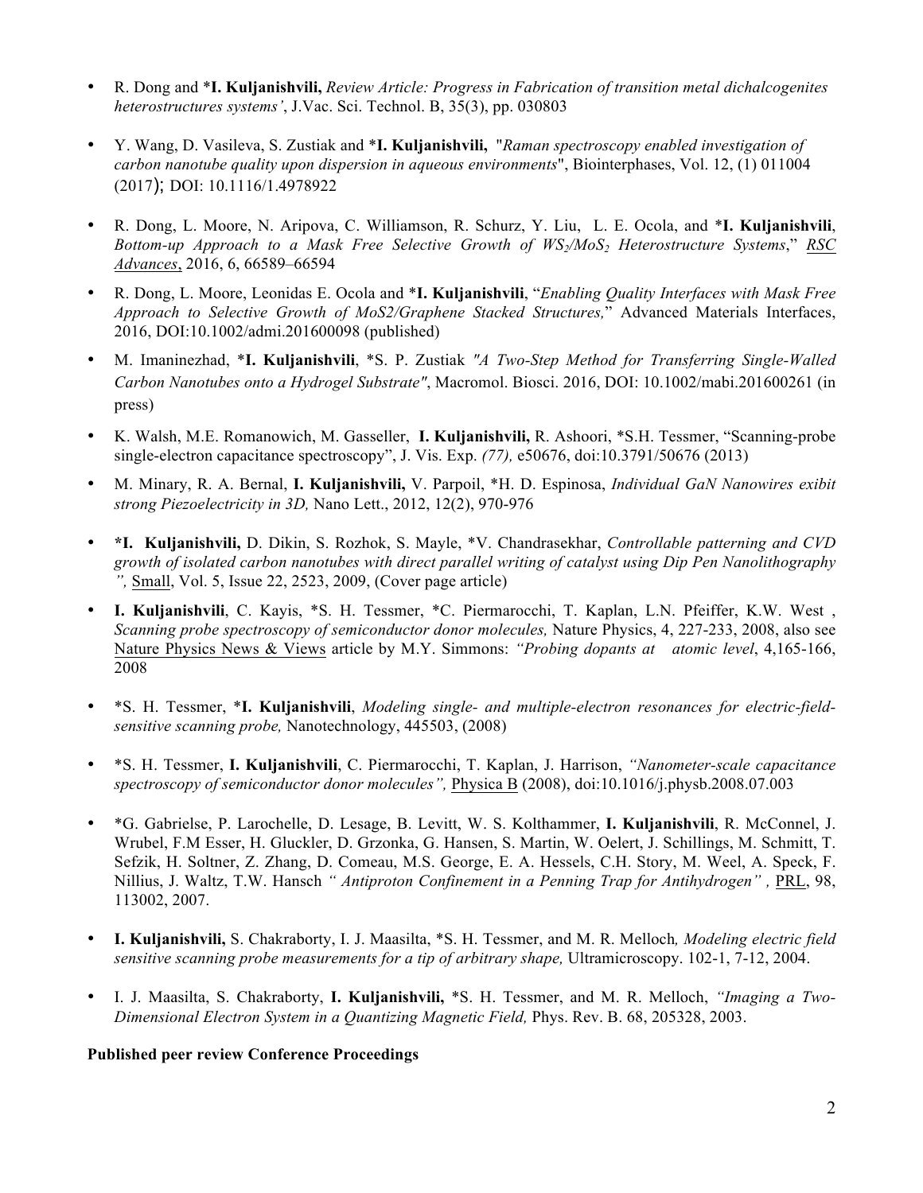- R. Dong and ***I. Kuljanishvili,** *Review Article: Progress in Fabrication of transition metal dichalcogenites heterostructures systems'*, J.Vac. Sci. Technol. B, 35(3), pp. 030803

- Y. Wang, D. Vasileva, S. Zustiak and ***I. Kuljanishvili,** "*Raman spectroscopy enabled investigation of carbon nanotube quality upon dispersion in aqueous environments*", Biointerphases, Vol. 12, (1) 011004 (2017); DOI: 10.1116/1.4978922

- R. Dong, L. Moore, N. Aripova, C. Williamson, R. Schurz, Y. Liu, L. E. Ocola, and ***I. Kuljanishvili**, *Bottom-up Approach to a Mask Free Selective Growth of $WS_2/MoS_2$ Heterostructure Systems*," RSC Advances, 2016, 6, 66589–66594

- R. Dong, L. Moore, Leonidas E. Ocola and ***I. Kuljanishvili**, "*Enabling Quality Interfaces with Mask Free Approach to Selective Growth of MoS2/Graphene Stacked Structures,*" Advanced Materials Interfaces, 2016, DOI:10.1002/admi.201600098 (published)

- M. Imaninezhad, ***I. Kuljanishvili**, *S. P. Zustiak *"A Two-Step Method for Transferring Single-Walled Carbon Nanotubes onto a Hydrogel Substrate"*, Macromol. Biosci. 2016, DOI: 10.1002/mabi.201600261 (in press)

- K. Walsh, M.E. Romanowich, M. Gasseller, **I. Kuljanishvili,** R. Ashoori, *S.H. Tessmer, "Scanning-probe single-electron capacitance spectroscopy", J. Vis. Exp. *(77),* e50676, doi:10.3791/50676 (2013)

- M. Minary, R. A. Bernal, **I. Kuljanishvili,** V. Parpoil, *H. D. Espinosa, *Individual GaN Nanowires exibit strong Piezoelectricity in 3D,* Nano Lett., 2012, 12(2), 970-976

- ***I. Kuljanishvili,** D. Dikin, S. Rozhok, S. Mayle, *V. Chandrasekhar, *Controllable patterning and CVD growth of isolated carbon nanotubes with direct parallel writing of catalyst using Dip Pen Nanolithography ",* Small, Vol. 5, Issue 22, 2523, 2009, (Cover page article)

- **I. Kuljanishvili**, C. Kayis, *S. H. Tessmer, *C. Piermarocchi, T. Kaplan, L.N. Pfeiffer, K.W. West , *Scanning probe spectroscopy of semiconductor donor molecules,* Nature Physics, 4, 227-233, 2008, also see Nature Physics News & Views article by M.Y. Simmons: *"Probing dopants at atomic level*, 4,165-166, 2008

- *S. H. Tessmer, ***I. Kuljanishvili**, *Modeling single- and multiple-electron resonances for electric-field-sensitive scanning probe,* Nanotechnology, 445503, (2008)

- *S. H. Tessmer, **I. Kuljanishvili**, C. Piermarocchi, T. Kaplan, J. Harrison, *"Nanometer-scale capacitance spectroscopy of semiconductor donor molecules",* Physica B (2008), doi:10.1016/j.physb.2008.07.003

- *G. Gabrielse, P. Larochelle, D. Lesage, B. Levitt, W. S. Kolthammer, **I. Kuljanishvili**, R. McConnel, J. Wrubel, F.M Esser, H. Gluckler, D. Grzonka, G. Hansen, S. Martin, W. Oelert, J. Schillings, M. Schmitt, T. Sefzik, H. Soltner, Z. Zhang, D. Comeau, M.S. George, E. A. Hessels, C.H. Story, M. Weel, A. Speck, F. Nillius, J. Waltz, T.W. Hansch *" Antiproton Confinement in a Penning Trap for Antihydrogen" ,* PRL, 98, 113002, 2007.

- **I. Kuljanishvili,** S. Chakraborty, I. J. Maasilta, *S. H. Tessmer, and M. R. Melloch*, Modeling electric field sensitive scanning probe measurements for a tip of arbitrary shape,* Ultramicroscopy. 102-1, 7-12, 2004.

- I. J. Maasilta, S. Chakraborty, **I. Kuljanishvili,** *S. H. Tessmer, and M. R. Melloch, *"Imaging a Two-Dimensional Electron System in a Quantizing Magnetic Field,* Phys. Rev. B. 68, 205328, 2003.

**Published peer review Conference Proceedings**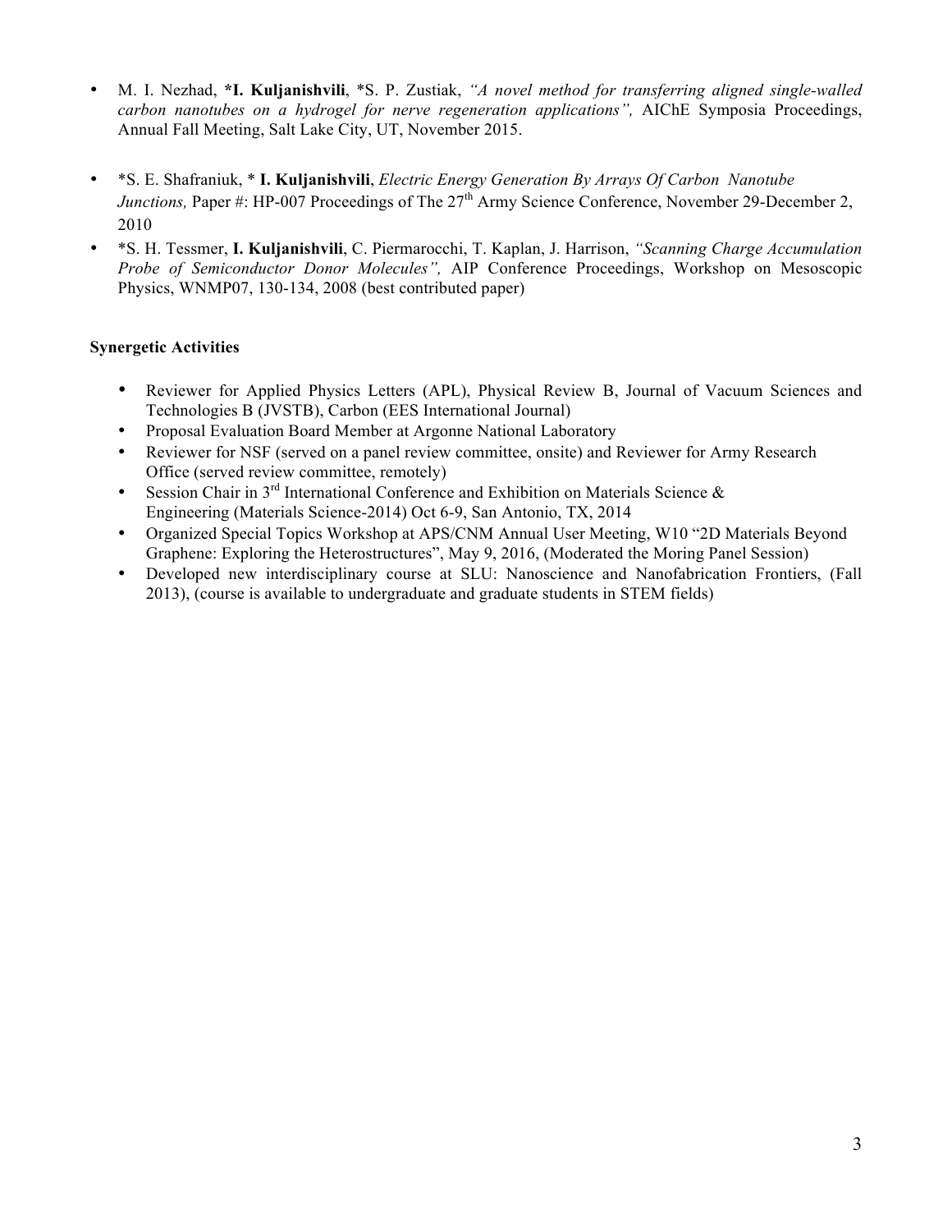- M. I. Nezhad, ***I. Kuljanishvili**, *S. P. Zustiak, *"A novel method for transferring aligned single-walled carbon nanotubes on a hydrogel for nerve regeneration applications",* AIChE Symposia Proceedings, Annual Fall Meeting, Salt Lake City, UT, November 2015.

- *S. E. Shafraniuk, * **I. Kuljanishvili**, *Electric Energy Generation By Arrays Of Carbon Nanotube Junctions,* Paper #: HP-007 Proceedings of The 27th Army Science Conference, November 29-December 2, 2010
- *S. H. Tessmer, **I. Kuljanishvili**, C. Piermarocchi, T. Kaplan, J. Harrison, *"Scanning Charge Accumulation Probe of Semiconductor Donor Molecules",* AIP Conference Proceedings, Workshop on Mesoscopic Physics, WNMP07, 130-134, 2008 (best contributed paper)

**Synergetic Activities**

- Reviewer for Applied Physics Letters (APL), Physical Review B, Journal of Vacuum Sciences and Technologies B (JVSTB), Carbon (EES International Journal)
- Proposal Evaluation Board Member at Argonne National Laboratory
- Reviewer for NSF (served on a panel review committee, onsite) and Reviewer for Army Research Office (served review committee, remotely)
- Session Chair in 3rd International Conference and Exhibition on Materials Science & Engineering (Materials Science-2014) Oct 6-9, San Antonio, TX, 2014
- Organized Special Topics Workshop at APS/CNM Annual User Meeting, W10 "2D Materials Beyond Graphene: Exploring the Heterostructures", May 9, 2016, (Moderated the Moring Panel Session)
- Developed new interdisciplinary course at SLU: Nanoscience and Nanofabrication Frontiers, (Fall 2013), (course is available to undergraduate and graduate students in STEM fields)